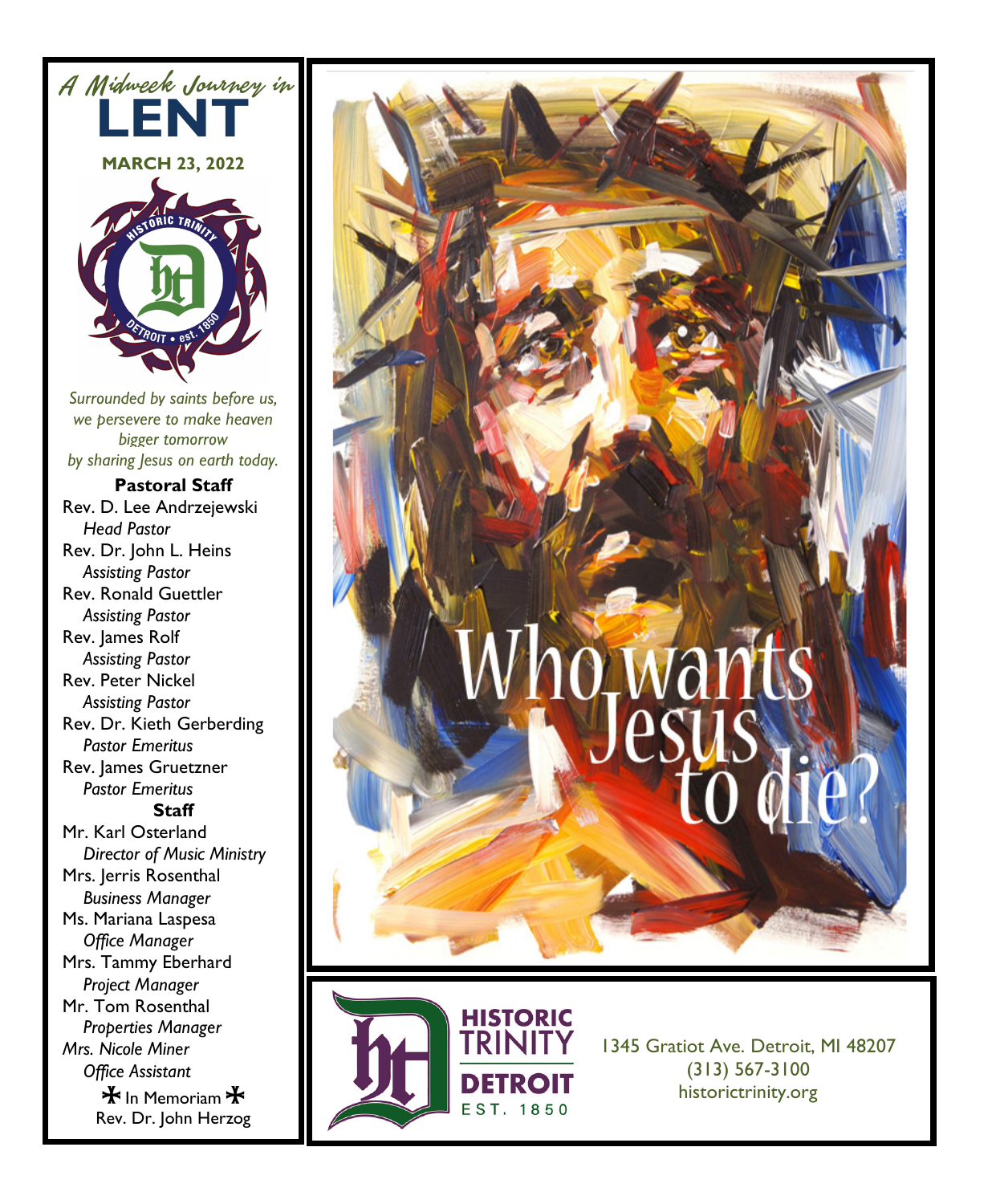*A Midweek Journey in*

# LENT

**MARCH 23, 2022**

*Surrounded by saints before us,*
*we persevere to make heaven*
*bigger tomorrow*
*by sharing Jesus on earth today.*

**Pastoral Staff**

Rev. D. Lee Andrzejewski
*Head Pastor*
Rev. Dr. John L. Heins
*Assisting Pastor*
Rev. Ronald Guettler
*Assisting Pastor*
Rev. James Rolf
*Assisting Pastor*
Rev. Peter Nickel
*Assisting Pastor*
Rev. Dr. Kieth Gerberding
*Pastor Emeritus*
Rev. James Gruetzner
*Pastor Emeritus*

**Staff**

Mr. Karl Osterland
*Director of Music Ministry*
Mrs. Jerris Rosenthal
*Business Manager*
Ms. Mariana Laspesa
*Office Manager*
Mrs. Tammy Eberhard
*Project Manager*
Mr. Tom Rosenthal
*Properties Manager*
*Mrs. Nicole Miner*
*Office Assistant*

✠ In Memoriam ✠
Rev. Dr. John Herzog

# Who wants Jesus to die?

HISTORIC TRINITY DETROIT
EST. 1850

1345 Gratiot Ave. Detroit, MI 48207
(313) 567-3100
historictrinity.org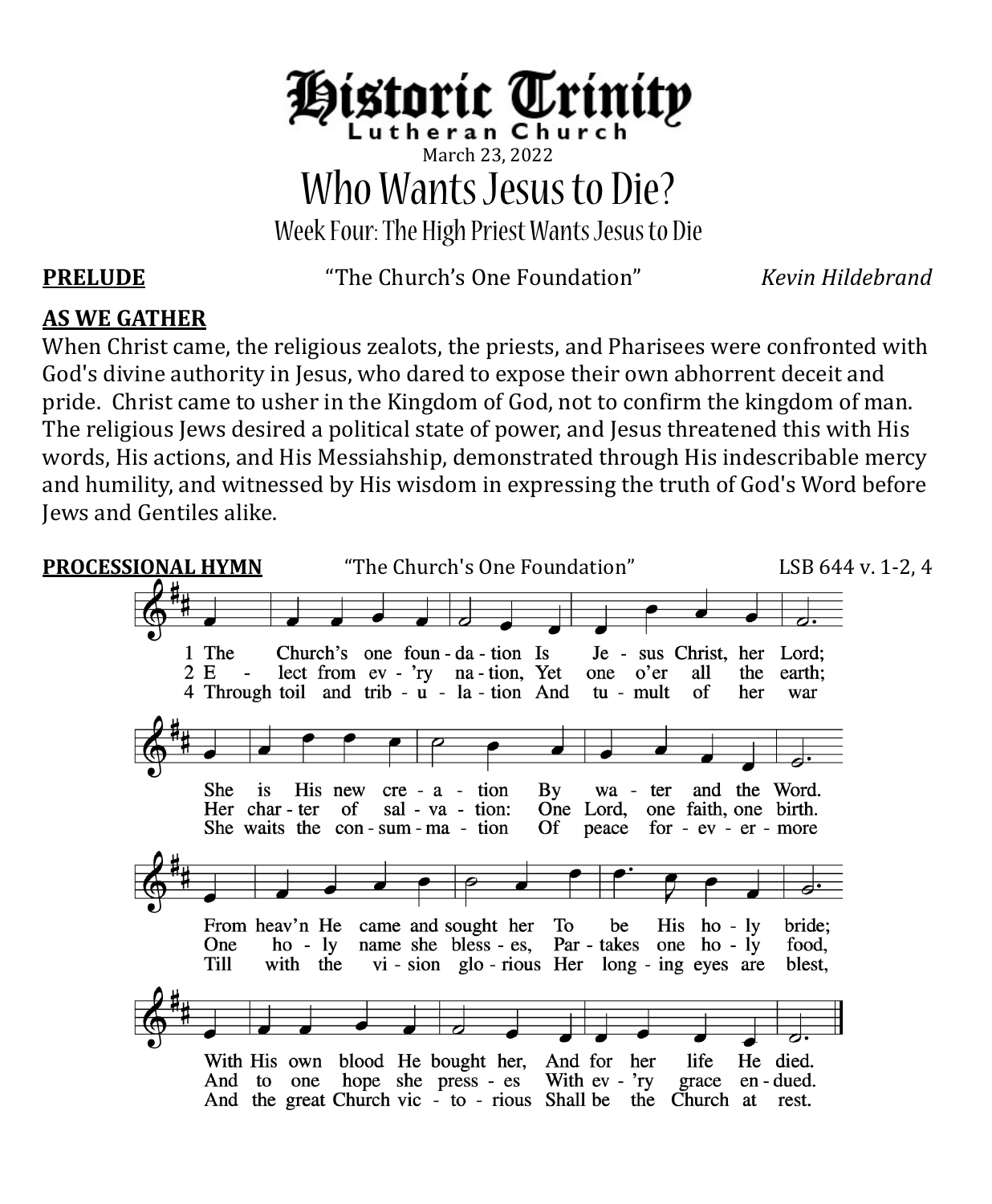# Historic Trinity
Lutheran Church

March 23, 2022

## Who Wants Jesus to Die?

### Week Four: The High Priest Wants Jesus to Die

**PRELUDE** "The Church's One Foundation" *Kevin Hildebrand*

**AS WE GATHER**

When Christ came, the religious zealots, the priests, and Pharisees were confronted with God's divine authority in Jesus, who dared to expose their own abhorrent deceit and pride. Christ came to usher in the Kingdom of God, not to confirm the kingdom of man. The religious Jews desired a political state of power, and Jesus threatened this with His words, His actions, and His Messiahship, demonstrated through His indescribable mercy and humility, and witnessed by His wisdom in expressing the truth of God's Word before Jews and Gentiles alike.

**PROCESSIONAL HYMN** "The Church's One Foundation" LSB 644 v. 1-2, 4

1 The Church's one foundation Is Jesus Christ, her Lord;
She is His new creation By water and the Word.
From heav'n He came and sought her To be His holy bride;
With His own blood He bought her, And for her life He died.

2 Elect from ev'ry nation, Yet one o'er all the earth;
Her charter of salvation: One Lord, one faith, one birth.
One holy name she blesses, Partakes one holy food,
And to one hope she presses With ev'ry grace endued.

4 Through toil and tribulation And tumult of her war
She waits the consummation Of peace forevermore
Till with the vision glorious Her longing eyes are blest,
And the great Church victorious Shall be the Church at rest.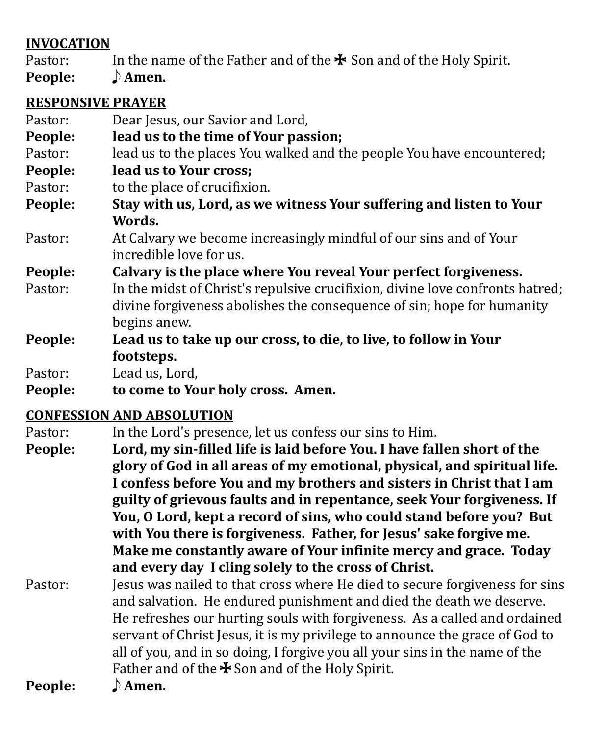**INVOCATION**

Pastor: In the name of the Father and of the ✠ Son and of the Holy Spirit.

**People: ♪ Amen.**

**RESPONSIVE PRAYER**

Pastor: Dear Jesus, our Savior and Lord,

**People: lead us to the time of Your passion;**

Pastor: lead us to the places You walked and the people You have encountered;

**People: lead us to Your cross;**

Pastor: to the place of crucifixion.

**People: Stay with us, Lord, as we witness Your suffering and listen to Your Words.**

Pastor: At Calvary we become increasingly mindful of our sins and of Your incredible love for us.

**People: Calvary is the place where You reveal Your perfect forgiveness.**

Pastor: In the midst of Christ's repulsive crucifixion, divine love confronts hatred; divine forgiveness abolishes the consequence of sin; hope for humanity begins anew.

**People: Lead us to take up our cross, to die, to live, to follow in Your footsteps.**

Pastor: Lead us, Lord,

**People: to come to Your holy cross. Amen.**

**CONFESSION AND ABSOLUTION**

Pastor: In the Lord's presence, let us confess our sins to Him.

**People: Lord, my sin-filled life is laid before You. I have fallen short of the glory of God in all areas of my emotional, physical, and spiritual life. I confess before You and my brothers and sisters in Christ that I am guilty of grievous faults and in repentance, seek Your forgiveness. If You, O Lord, kept a record of sins, who could stand before you? But with You there is forgiveness. Father, for Jesus' sake forgive me. Make me constantly aware of Your infinite mercy and grace. Today and every day I cling solely to the cross of Christ.**

Pastor: Jesus was nailed to that cross where He died to secure forgiveness for sins and salvation. He endured punishment and died the death we deserve. He refreshes our hurting souls with forgiveness. As a called and ordained servant of Christ Jesus, it is my privilege to announce the grace of God to all of you, and in so doing, I forgive you all your sins in the name of the Father and of the ✠ Son and of the Holy Spirit.

**People: ♪ Amen.**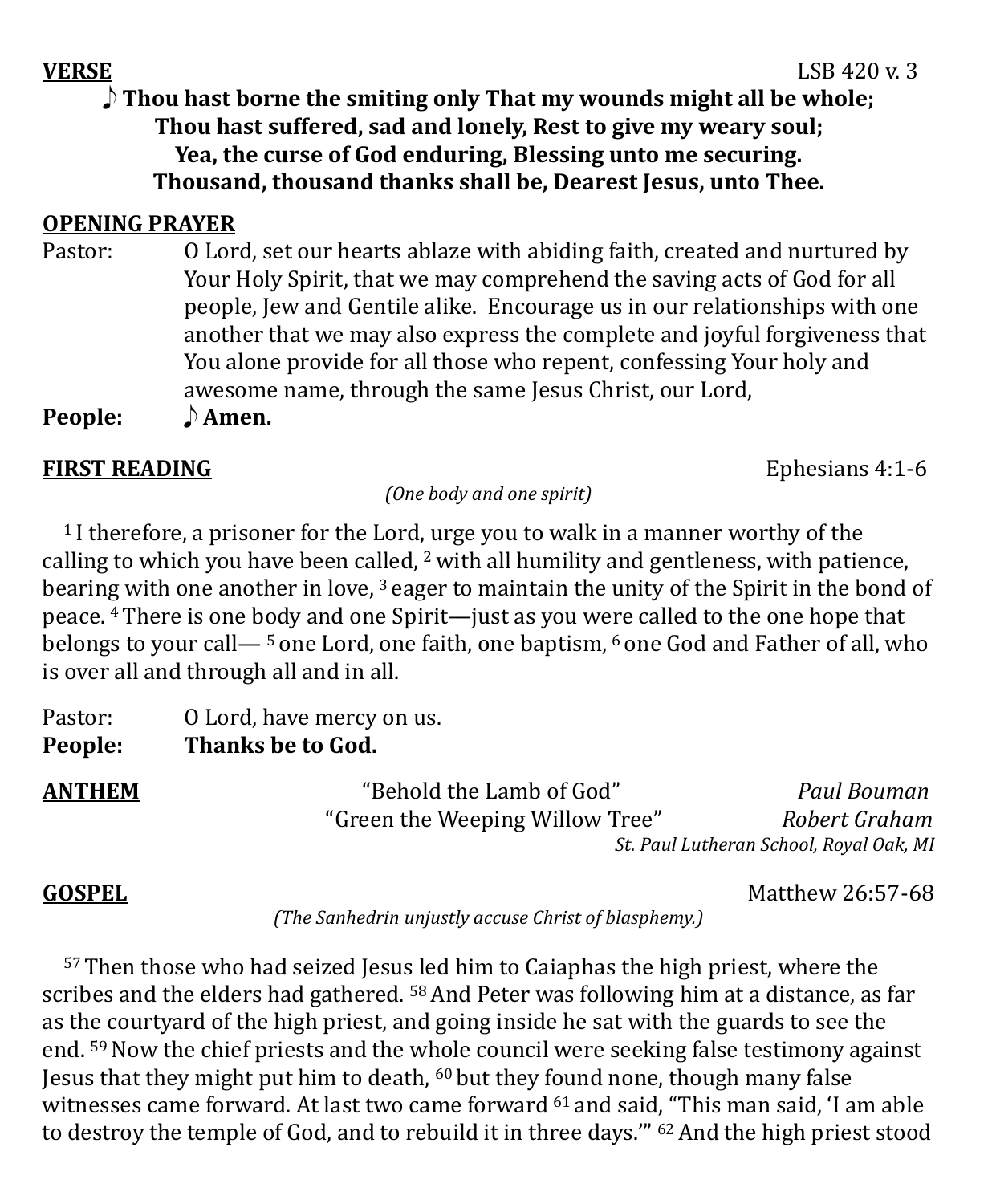**VERSE** LSB 420 v. 3

**♪ Thou hast borne the smiting only That my wounds might all be whole;
Thou hast suffered, sad and lonely, Rest to give my weary soul;
Yea, the curse of God enduring, Blessing unto me securing.
Thousand, thousand thanks shall be, Dearest Jesus, unto Thee.**

**OPENING PRAYER**

Pastor: O Lord, set our hearts ablaze with abiding faith, created and nurtured by Your Holy Spirit, that we may comprehend the saving acts of God for all people, Jew and Gentile alike. Encourage us in our relationships with one another that we may also express the complete and joyful forgiveness that You alone provide for all those who repent, confessing Your holy and awesome name, through the same Jesus Christ, our Lord,

**People: ♪ Amen.**

**FIRST READING** Ephesians 4:1-6

*(One body and one spirit)*

[1] I therefore, a prisoner for the Lord, urge you to walk in a manner worthy of the calling to which you have been called, [2] with all humility and gentleness, with patience, bearing with one another in love, [3] eager to maintain the unity of the Spirit in the bond of peace. [4] There is one body and one Spirit—just as you were called to the one hope that belongs to your call— [5] one Lord, one faith, one baptism, [6] one God and Father of all, who is over all and through all and in all.

Pastor: O Lord, have mercy on us.

**People: Thanks be to God.**

**ANTHEM** "Behold the Lamb of God" *Paul Bouman*
"Green the Weeping Willow Tree" *Robert Graham*
*St. Paul Lutheran School, Royal Oak, MI*

**GOSPEL** Matthew 26:57-68

*(The Sanhedrin unjustly accuse Christ of blasphemy.)*

[57] Then those who had seized Jesus led him to Caiaphas the high priest, where the scribes and the elders had gathered. [58] And Peter was following him at a distance, as far as the courtyard of the high priest, and going inside he sat with the guards to see the end. [59] Now the chief priests and the whole council were seeking false testimony against Jesus that they might put him to death, [60] but they found none, though many false witnesses came forward. At last two came forward [61] and said, "This man said, 'I am able to destroy the temple of God, and to rebuild it in three days.'" [62] And the high priest stood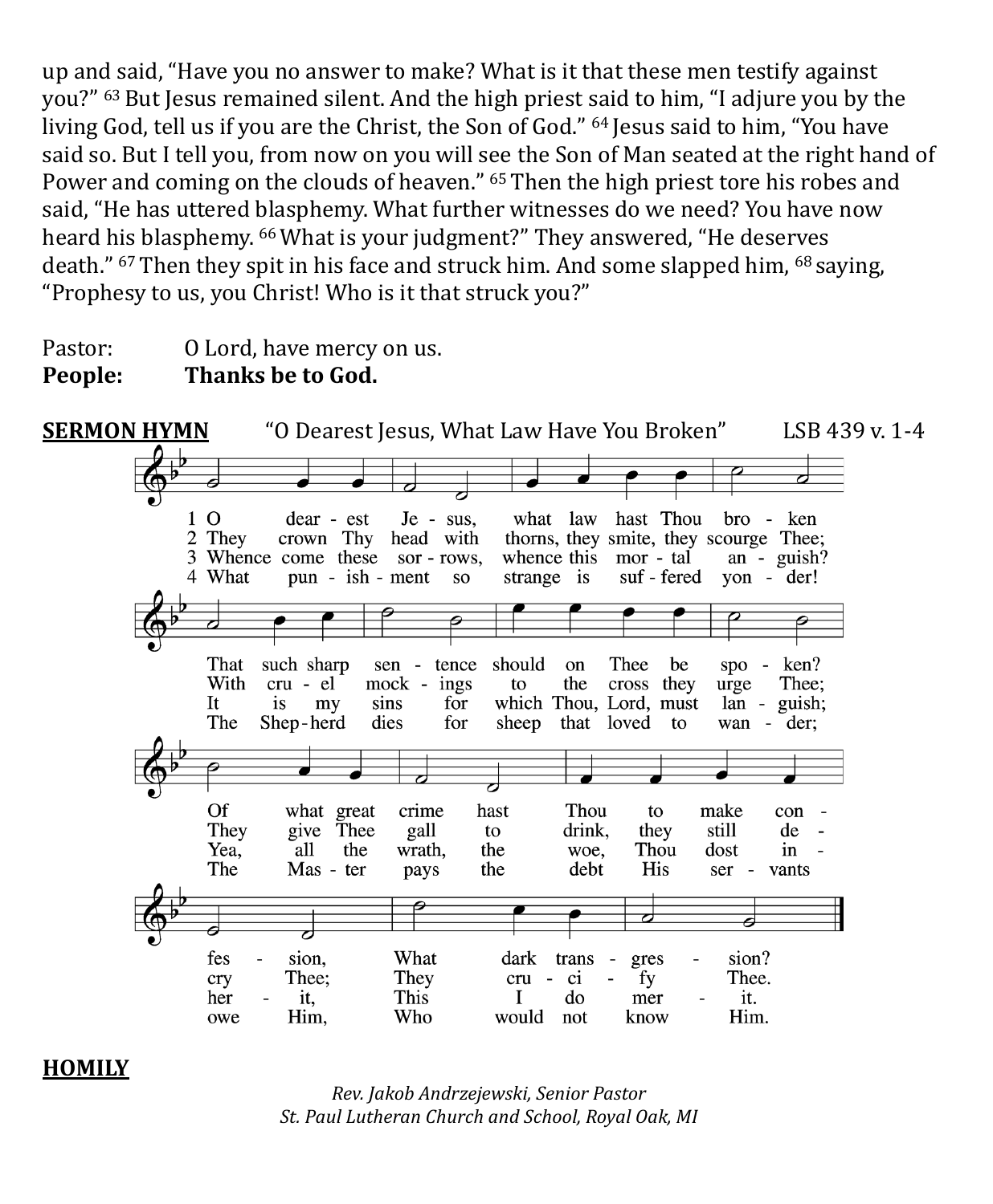up and said, "Have you no answer to make? What is it that these men testify against you?" [63] But Jesus remained silent. And the high priest said to him, "I adjure you by the living God, tell us if you are the Christ, the Son of God." [64] Jesus said to him, "You have said so. But I tell you, from now on you will see the Son of Man seated at the right hand of Power and coming on the clouds of heaven." [65] Then the high priest tore his robes and said, "He has uttered blasphemy. What further witnesses do we need? You have now heard his blasphemy. [66] What is your judgment?" They answered, "He deserves death." [67] Then they spit in his face and struck him. And some slapped him, [68] saying, "Prophesy to us, you Christ! Who is it that struck you?"

Pastor: O Lord, have mercy on us.
**People: Thanks be to God.**

**SERMON HYMN** "O Dearest Jesus, What Law Have You Broken" LSB 439 v. 1-4

1 O dearest Jesus, what law hast Thou broken
That such sharp sentence should on Thee be spoken?
Of what great crime hast Thou to make confession,
What dark transgression?

2 They crown Thy head with thorns, they smite, they scourge Thee;
With cruel mockings to the cross they urge Thee;
They give Thee gall to drink, they still decry Thee;
They crucify Thee.

3 Whence come these sorrows, whence this mortal anguish?
It is my sins for which Thou, Lord, must languish;
Yea, all the wrath, the woe, Thou dost inherit,
This I do merit.

4 What punishment so strange is suffered yonder!
The Shepherd dies for sheep that loved to wander;
The Master pays the debt His servants owe Him,
Who would not know Him.

**HOMILY**

*Rev. Jakob Andrzejewski, Senior Pastor*
*St. Paul Lutheran Church and School, Royal Oak, MI*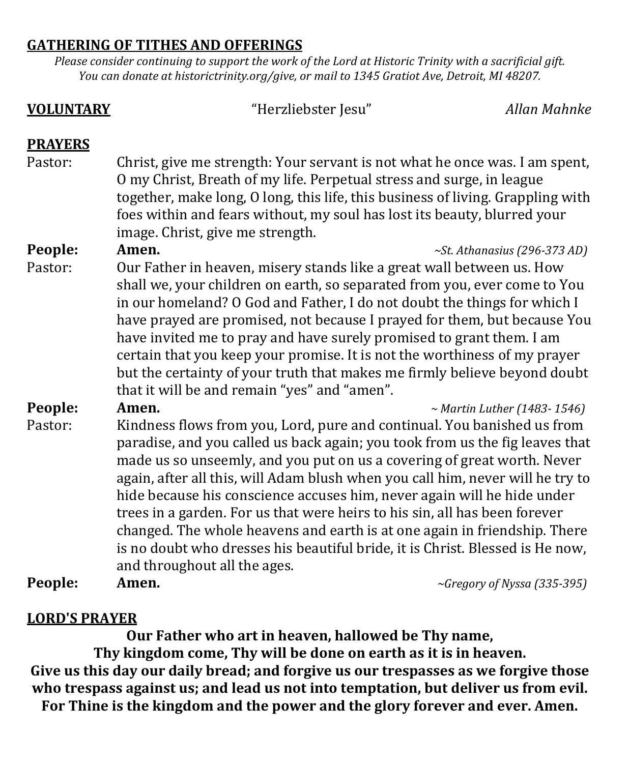**GATHERING OF TITHES AND OFFERINGS**

*Please consider continuing to support the work of the Lord at Historic Trinity with a sacrificial gift. You can donate at historictrinity.org/give, or mail to 1345 Gratiot Ave, Detroit, MI 48207.*

**VOLUNTARY** “Herzliebster Jesu” *Allan Mahnke*

**PRAYERS**

Pastor: Christ, give me strength: Your servant is not what he once was. I am spent, O my Christ, Breath of my life. Perpetual stress and surge, in league together, make long, O long, this life, this business of living. Grappling with foes within and fears without, my soul has lost its beauty, blurred your image. Christ, give me strength.

**People: Amen.** *~St. Athanasius (296-373 AD)*

Pastor: Our Father in heaven, misery stands like a great wall between us. How shall we, your children on earth, so separated from you, ever come to You in our homeland? O God and Father, I do not doubt the things for which I have prayed are promised, not because I prayed for them, but because You have invited me to pray and have surely promised to grant them. I am certain that you keep your promise. It is not the worthiness of my prayer but the certainty of your truth that makes me firmly believe beyond doubt that it will be and remain “yes” and “amen”.

**People: Amen.** *~ Martin Luther (1483- 1546)*

Pastor: Kindness flows from you, Lord, pure and continual. You banished us from paradise, and you called us back again; you took from us the fig leaves that made us so unseemly, and you put on us a covering of great worth. Never again, after all this, will Adam blush when you call him, never will he try to hide because his conscience accuses him, never again will he hide under trees in a garden. For us that were heirs to his sin, all has been forever changed. The whole heavens and earth is at one again in friendship. There is no doubt who dresses his beautiful bride, it is Christ. Blessed is He now, and throughout all the ages.

**People: Amen.** *~Gregory of Nyssa (335-395)*

**LORD'S PRAYER**

**Our Father who art in heaven, hallowed be Thy name,**
**Thy kingdom come, Thy will be done on earth as it is in heaven.**
**Give us this day our daily bread; and forgive us our trespasses as we forgive those who trespass against us; and lead us not into temptation, but deliver us from evil.**
**For Thine is the kingdom and the power and the glory forever and ever. Amen.**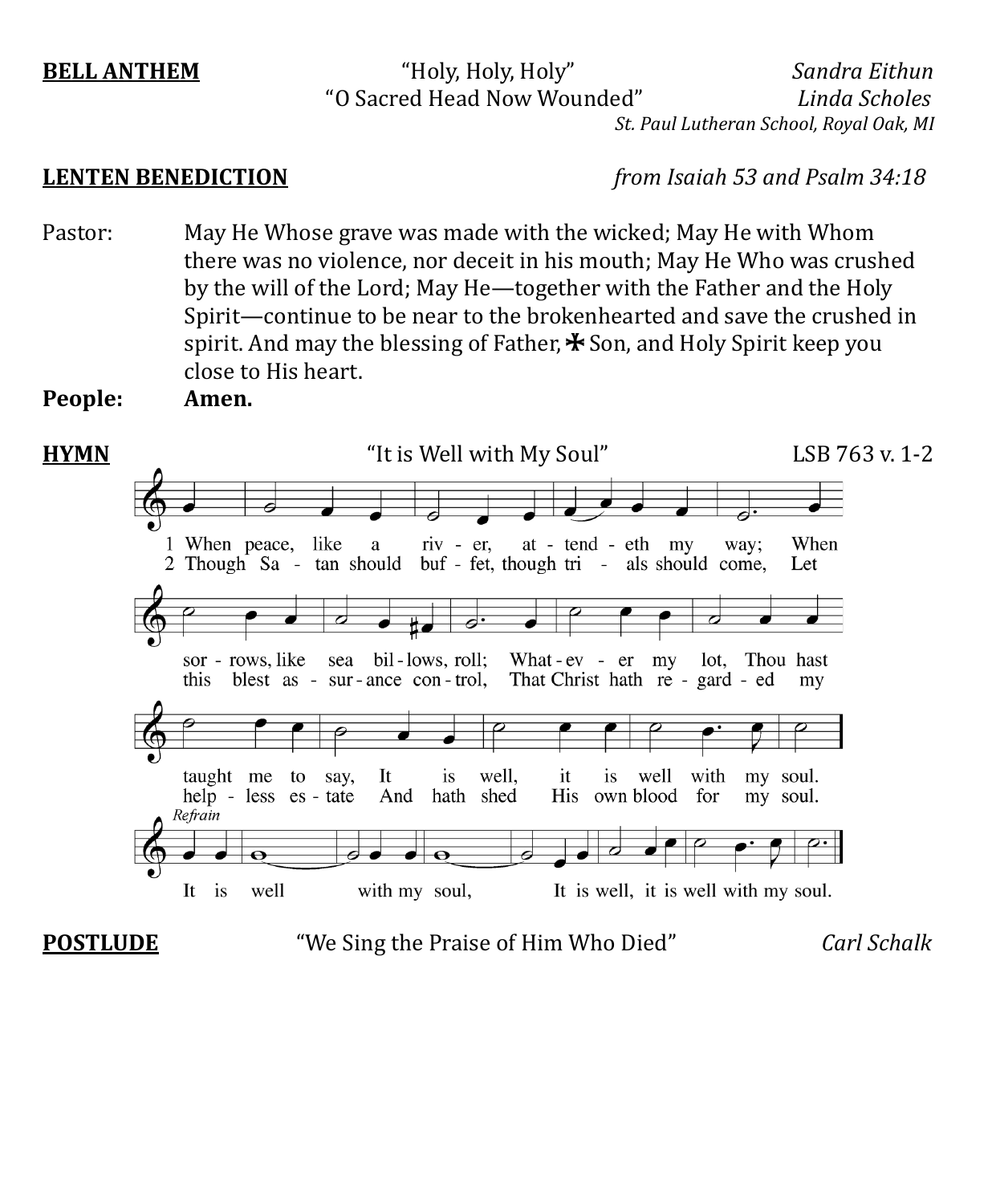**BELL ANTHEM** "Holy, Holy, Holy" *Sandra Eithun*
"O Sacred Head Now Wounded" *Linda Scholes*
*St. Paul Lutheran School, Royal Oak, MI*

**LENTEN BENEDICTION** *from Isaiah 53 and Psalm 34:18*

Pastor: May He Whose grave was made with the wicked; May He with Whom there was no violence, nor deceit in his mouth; May He Who was crushed by the will of the Lord; May He—together with the Father and the Holy Spirit—continue to be near to the brokenhearted and save the crushed in spirit. And may the blessing of Father, ✠ Son, and Holy Spirit keep you close to His heart.

**People: Amen.**

**HYMN** "It is Well with My Soul" LSB 763 v. 1-2

1 When peace, like a riv - er, at - tend - eth my way; When sor - rows, like sea bil - lows, roll; What - ev - er my lot, Thou hast taught me to say, It is well, it is well with my soul.

2 Though Sa - tan should buf - fet, though tri - als should come, Let this blest as - sur - ance con - trol, That Christ hath re - gard - ed my help - less es - tate And hath shed His own blood for my soul.

*Refrain*

It is well with my soul, It is well, it is well with my soul.

**POSTLUDE** "We Sing the Praise of Him Who Died" *Carl Schalk*